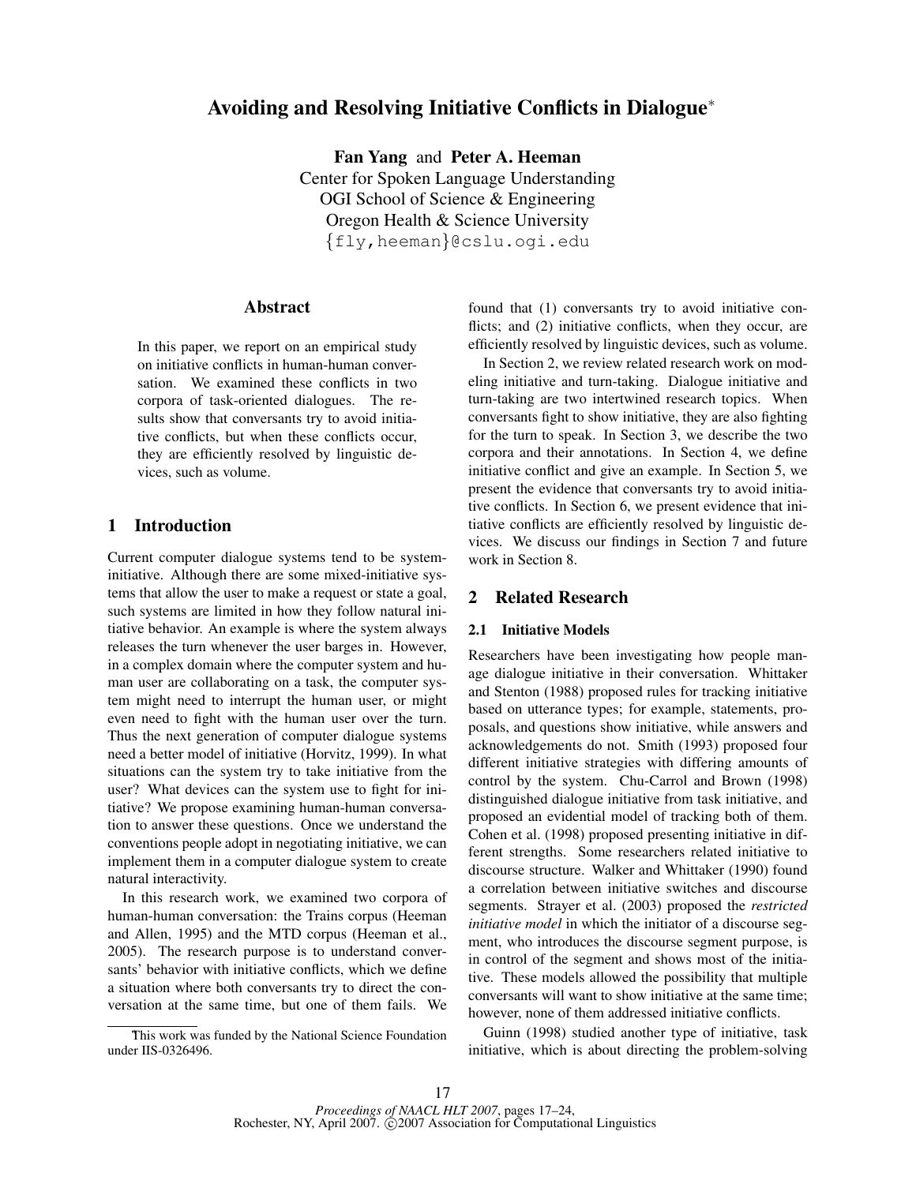# Avoiding and Resolving Initiative Conflicts in Dialogue*

**Fan Yang** and **Peter A. Heeman**
Center for Spoken Language Understanding
OGI School of Science & Engineering
Oregon Health & Science University
{fly,heeman}@cslu.ogi.edu

## Abstract

In this paper, we report on an empirical study on initiative conflicts in human-human conversation. We examined these conflicts in two corpora of task-oriented dialogues. The results show that conversants try to avoid initiative conflicts, but when these conflicts occur, they are efficiently resolved by linguistic devices, such as volume.

## 1 Introduction

Current computer dialogue systems tend to be system-initiative. Although there are some mixed-initiative systems that allow the user to make a request or state a goal, such systems are limited in how they follow natural initiative behavior. An example is where the system always releases the turn whenever the user barges in. However, in a complex domain where the computer system and human user are collaborating on a task, the computer system might need to interrupt the human user, or might even need to fight with the human user over the turn. Thus the next generation of computer dialogue systems need a better model of initiative (Horvitz, 1999). In what situations can the system try to take initiative from the user? What devices can the system use to fight for initiative? We propose examining human-human conversation to answer these questions. Once we understand the conventions people adopt in negotiating initiative, we can implement them in a computer dialogue system to create natural interactivity.

In this research work, we examined two corpora of human-human conversation: the Trains corpus (Heeman and Allen, 1995) and the MTD corpus (Heeman et al., 2005). The research purpose is to understand conversants' behavior with initiative conflicts, which we define a situation where both conversants try to direct the conversation at the same time, but one of them fails. We found that (1) conversants try to avoid initiative conflicts; and (2) initiative conflicts, when they occur, are efficiently resolved by linguistic devices, such as volume.

In Section 2, we review related research work on modeling initiative and turn-taking. Dialogue initiative and turn-taking are two intertwined research topics. When conversants fight to show initiative, they are also fighting for the turn to speak. In Section 3, we describe the two corpora and their annotations. In Section 4, we define initiative conflict and give an example. In Section 5, we present the evidence that conversants try to avoid initiative conflicts. In Section 6, we present evidence that initiative conflicts are efficiently resolved by linguistic devices. We discuss our findings in Section 7 and future work in Section 8.

## 2 Related Research

### 2.1 Initiative Models

Researchers have been investigating how people manage dialogue initiative in their conversation. Whittaker and Stenton (1988) proposed rules for tracking initiative based on utterance types; for example, statements, proposals, and questions show initiative, while answers and acknowledgements do not. Smith (1993) proposed four different initiative strategies with differing amounts of control by the system. Chu-Carrol and Brown (1998) distinguished dialogue initiative from task initiative, and proposed an evidential model of tracking both of them. Cohen et al. (1998) proposed presenting initiative in different strengths. Some researchers related initiative to discourse structure. Walker and Whittaker (1990) found a correlation between initiative switches and discourse segments. Strayer et al. (2003) proposed the *restricted initiative model* in which the initiator of a discourse segment, who introduces the discourse segment purpose, is in control of the segment and shows most of the initiative. These models allowed the possibility that multiple conversants will want to show initiative at the same time; however, none of them addressed initiative conflicts.

Guinn (1998) studied another type of initiative, task initiative, which is about directing the problem-solving

*This work was funded by the National Science Foundation under IIS-0326496.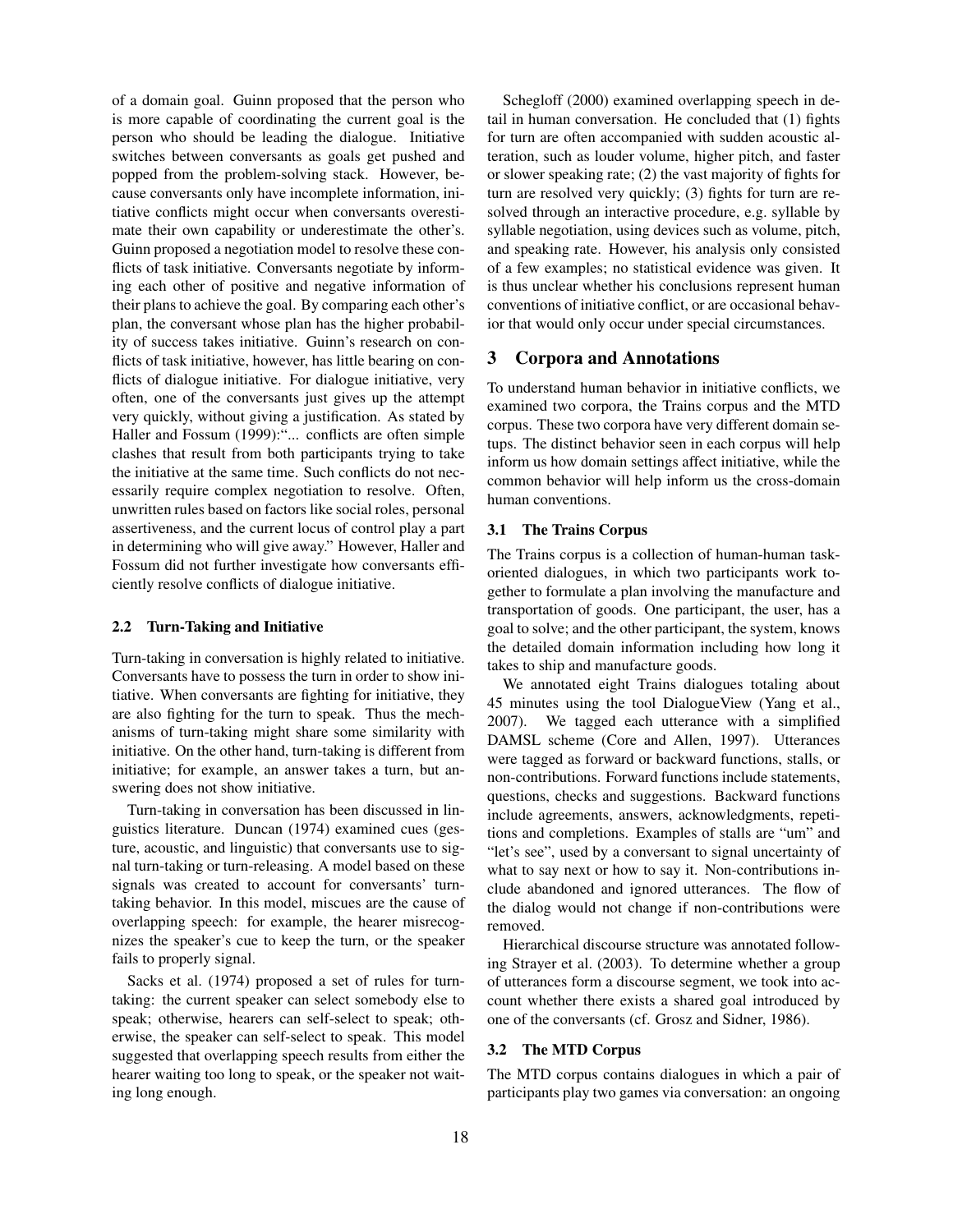of a domain goal. Guinn proposed that the person who is more capable of coordinating the current goal is the person who should be leading the dialogue. Initiative switches between conversants as goals get pushed and popped from the problem-solving stack. However, because conversants only have incomplete information, initiative conflicts might occur when conversants overestimate their own capability or underestimate the other's. Guinn proposed a negotiation model to resolve these conflicts of task initiative. Conversants negotiate by informing each other of positive and negative information of their plans to achieve the goal. By comparing each other's plan, the conversant whose plan has the higher probability of success takes initiative. Guinn's research on conflicts of task initiative, however, has little bearing on conflicts of dialogue initiative. For dialogue initiative, very often, one of the conversants just gives up the attempt very quickly, without giving a justification. As stated by Haller and Fossum (1999):"... conflicts are often simple clashes that result from both participants trying to take the initiative at the same time. Such conflicts do not necessarily require complex negotiation to resolve. Often, unwritten rules based on factors like social roles, personal assertiveness, and the current locus of control play a part in determining who will give away." However, Haller and Fossum did not further investigate how conversants efficiently resolve conflicts of dialogue initiative.

### 2.2 Turn-Taking and Initiative

Turn-taking in conversation is highly related to initiative. Conversants have to possess the turn in order to show initiative. When conversants are fighting for initiative, they are also fighting for the turn to speak. Thus the mechanisms of turn-taking might share some similarity with initiative. On the other hand, turn-taking is different from initiative; for example, an answer takes a turn, but answering does not show initiative.

Turn-taking in conversation has been discussed in linguistics literature. Duncan (1974) examined cues (gesture, acoustic, and linguistic) that conversants use to signal turn-taking or turn-releasing. A model based on these signals was created to account for conversants' turn-taking behavior. In this model, miscues are the cause of overlapping speech: for example, the hearer misrecognizes the speaker's cue to keep the turn, or the speaker fails to properly signal.

Sacks et al. (1974) proposed a set of rules for turn-taking: the current speaker can select somebody else to speak; otherwise, hearers can self-select to speak; otherwise, the speaker can self-select to speak. This model suggested that overlapping speech results from either the hearer waiting too long to speak, or the speaker not waiting long enough.

Schegloff (2000) examined overlapping speech in detail in human conversation. He concluded that (1) fights for turn are often accompanied with sudden acoustic alteration, such as louder volume, higher pitch, and faster or slower speaking rate; (2) the vast majority of fights for turn are resolved very quickly; (3) fights for turn are resolved through an interactive procedure, e.g. syllable by syllable negotiation, using devices such as volume, pitch, and speaking rate. However, his analysis only consisted of a few examples; no statistical evidence was given. It is thus unclear whether his conclusions represent human conventions of initiative conflict, or are occasional behavior that would only occur under special circumstances.

## 3 Corpora and Annotations

To understand human behavior in initiative conflicts, we examined two corpora, the Trains corpus and the MTD corpus. These two corpora have very different domain setups. The distinct behavior seen in each corpus will help inform us how domain settings affect initiative, while the common behavior will help inform us the cross-domain human conventions.

### 3.1 The Trains Corpus

The Trains corpus is a collection of human-human task-oriented dialogues, in which two participants work together to formulate a plan involving the manufacture and transportation of goods. One participant, the user, has a goal to solve; and the other participant, the system, knows the detailed domain information including how long it takes to ship and manufacture goods.

We annotated eight Trains dialogues totaling about 45 minutes using the tool DialogueView (Yang et al., 2007). We tagged each utterance with a simplified DAMSL scheme (Core and Allen, 1997). Utterances were tagged as forward or backward functions, stalls, or non-contributions. Forward functions include statements, questions, checks and suggestions. Backward functions include agreements, answers, acknowledgments, repetitions and completions. Examples of stalls are "um" and "let's see", used by a conversant to signal uncertainty of what to say next or how to say it. Non-contributions include abandoned and ignored utterances. The flow of the dialog would not change if non-contributions were removed.

Hierarchical discourse structure was annotated following Strayer et al. (2003). To determine whether a group of utterances form a discourse segment, we took into account whether there exists a shared goal introduced by one of the conversants (cf. Grosz and Sidner, 1986).

### 3.2 The MTD Corpus

The MTD corpus contains dialogues in which a pair of participants play two games via conversation: an ongoing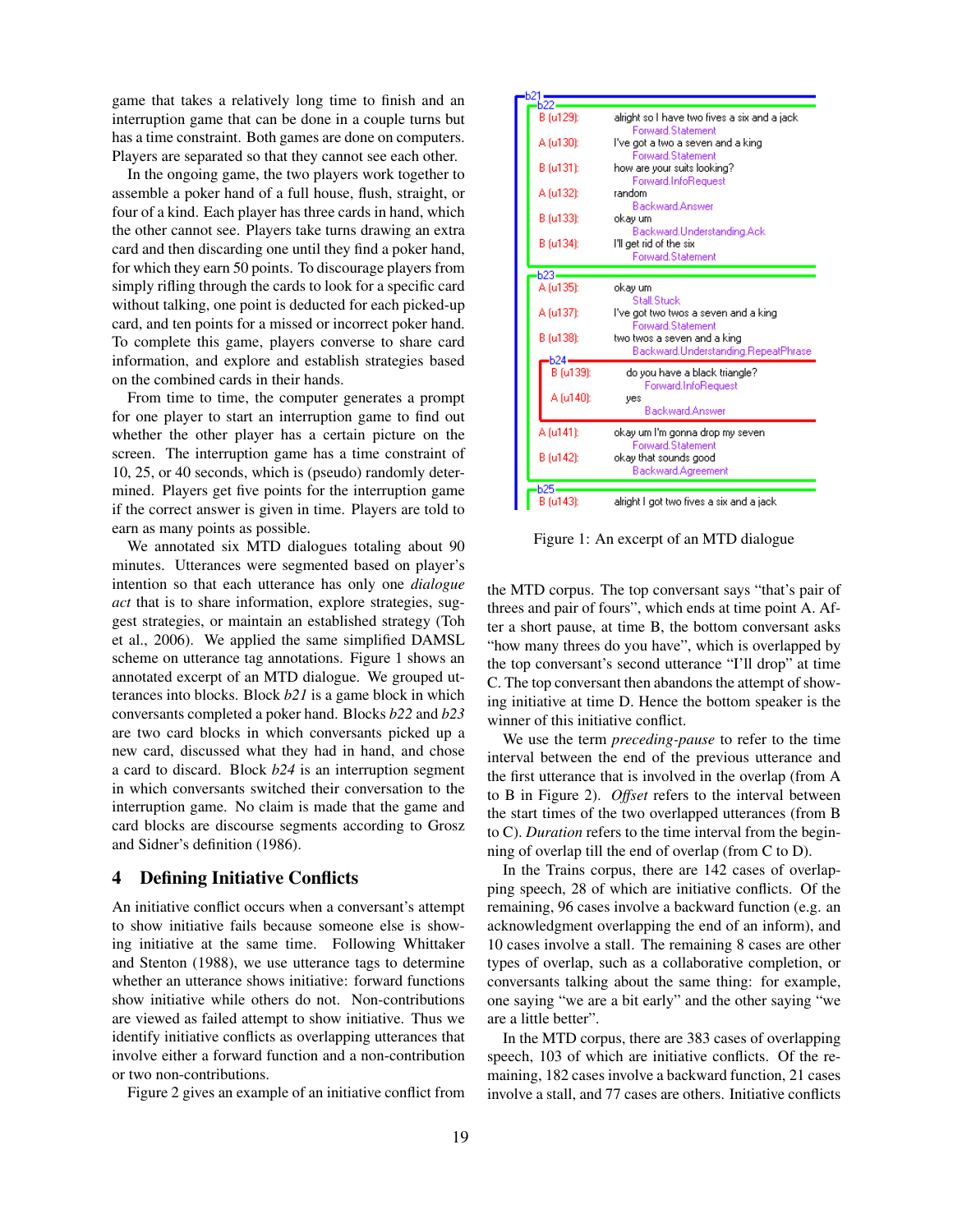game that takes a relatively long time to finish and an interruption game that can be done in a couple turns but has a time constraint. Both games are done on computers. Players are separated so that they cannot see each other.

In the ongoing game, the two players work together to assemble a poker hand of a full house, flush, straight, or four of a kind. Each player has three cards in hand, which the other cannot see. Players take turns drawing an extra card and then discarding one until they find a poker hand, for which they earn 50 points. To discourage players from simply rifling through the cards to look for a specific card without talking, one point is deducted for each picked-up card, and ten points for a missed or incorrect poker hand. To complete this game, players converse to share card information, and explore and establish strategies based on the combined cards in their hands.

From time to time, the computer generates a prompt for one player to start an interruption game to find out whether the other player has a certain picture on the screen. The interruption game has a time constraint of 10, 25, or 40 seconds, which is (pseudo) randomly determined. Players get five points for the interruption game if the correct answer is given in time. Players are told to earn as many points as possible.

We annotated six MTD dialogues totaling about 90 minutes. Utterances were segmented based on player's intention so that each utterance has only one *dialogue act* that is to share information, explore strategies, suggest strategies, or maintain an established strategy (Toh et al., 2006). We applied the same simplified DAMSL scheme on utterance tag annotations. Figure 1 shows an annotated excerpt of an MTD dialogue. We grouped utterances into blocks. Block *b21* is a game block in which conversants completed a poker hand. Blocks *b22* and *b23* are two card blocks in which conversants picked up a new card, discussed what they had in hand, and chose a card to discard. Block *b24* is an interruption segment in which conversants switched their conversation to the interruption game. No claim is made that the game and card blocks are discourse segments according to Grosz and Sidner's definition (1986).

```
b21
  b22
    B [u129]:  alright so I have two fives a six and a jack
               Forward.Statement
    A [u130]:  I've got a two a seven and a king
               Forward.Statement
    B [u131]:  how are your suits looking?
               Forward.InfoRequest
    A [u132]:  random
               Backward.Answer
    B [u133]:  okay um
               Backward.Understanding.Ack
    B [u134]:  I'll get rid of the six
               Forward.Statement
  b23
    A [u135]:  okay um
               Stall.Stuck
    A [u137]:  I've got two twos a seven and a king
               Forward.Statement
    B [u138]:  two twos a seven and a king
               Backward.Understanding.RepeatPhrase
    b24
      B [u139]:  do you have a black triangle?
                 Forward.InfoRequest
      A [u140]:  yes
                 Backward.Answer
    A [u141]:  okay um I'm gonna drop my seven
               Forward.Statement
    B [u142]:  okay that sounds good
               Backward.Agreement
  b25
    B [u143]:  alright I got two fives a six and a jack
```

Figure 1: An excerpt of an MTD dialogue

## 4 Defining Initiative Conflicts

An initiative conflict occurs when a conversant's attempt to show initiative fails because someone else is showing initiative at the same time. Following Whittaker and Stenton (1988), we use utterance tags to determine whether an utterance shows initiative: forward functions show initiative while others do not. Non-contributions are viewed as failed attempt to show initiative. Thus we identify initiative conflicts as overlapping utterances that involve either a forward function and a non-contribution or two non-contributions.

Figure 2 gives an example of an initiative conflict from the MTD corpus. The top conversant says "that's pair of threes and pair of fours", which ends at time point A. After a short pause, at time B, the bottom conversant asks "how many threes do you have", which is overlapped by the top conversant's second utterance "I'll drop" at time C. The top conversant then abandons the attempt of showing initiative at time D. Hence the bottom speaker is the winner of this initiative conflict.

We use the term *preceding-pause* to refer to the time interval between the end of the previous utterance and the first utterance that is involved in the overlap (from A to B in Figure 2). *Offset* refers to the interval between the start times of the two overlapped utterances (from B to C). *Duration* refers to the time interval from the beginning of overlap till the end of overlap (from C to D).

In the Trains corpus, there are 142 cases of overlapping speech, 28 of which are initiative conflicts. Of the remaining, 96 cases involve a backward function (e.g. an acknowledgment overlapping the end of an inform), and 10 cases involve a stall. The remaining 8 cases are other types of overlap, such as a collaborative completion, or conversants talking about the same thing: for example, one saying "we are a bit early" and the other saying "we are a little better".

In the MTD corpus, there are 383 cases of overlapping speech, 103 of which are initiative conflicts. Of the remaining, 182 cases involve a backward function, 21 cases involve a stall, and 77 cases are others. Initiative conflicts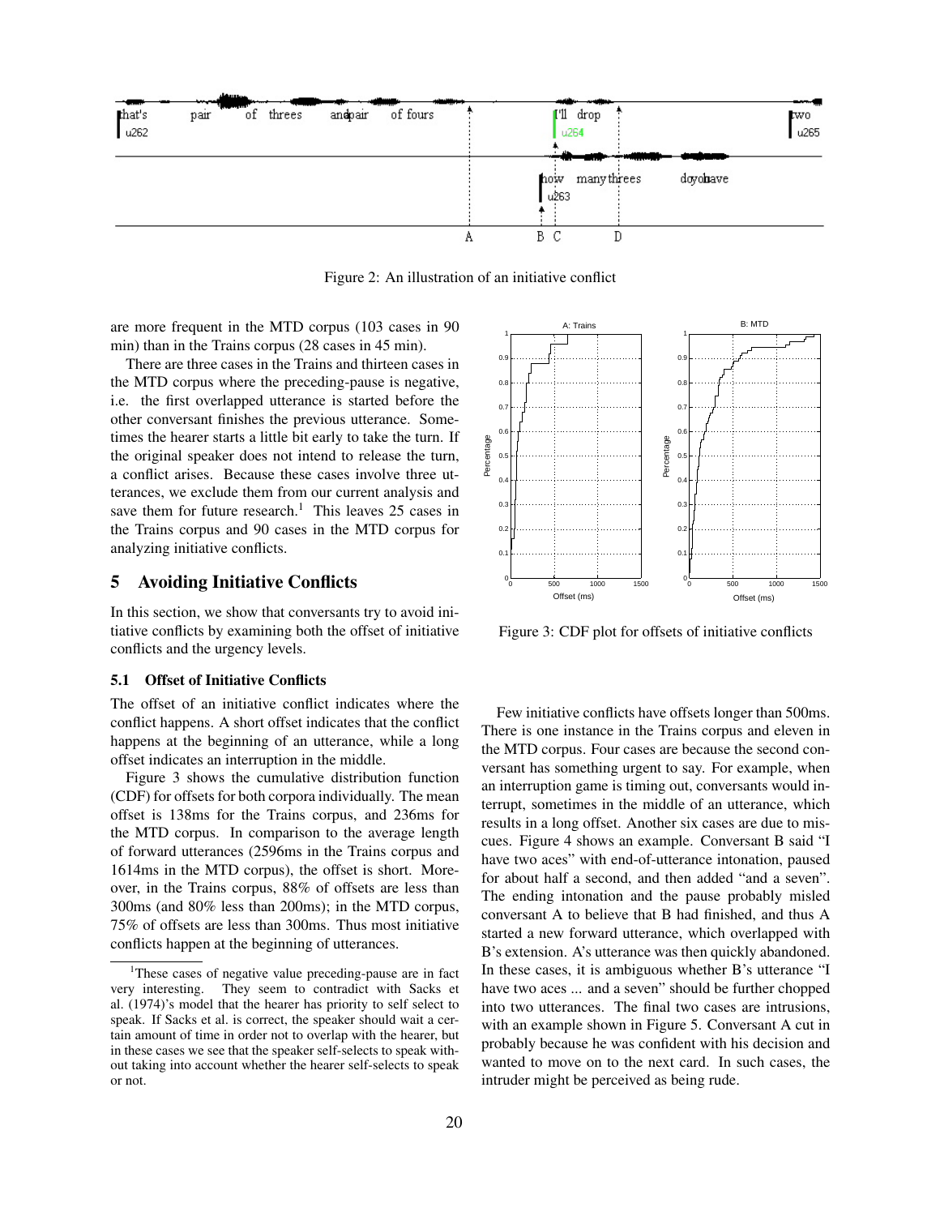Figure 2: An illustration of an initiative conflict

are more frequent in the MTD corpus (103 cases in 90 min) than in the Trains corpus (28 cases in 45 min).

There are three cases in the Trains and thirteen cases in the MTD corpus where the preceding-pause is negative, i.e. the first overlapped utterance is started before the other conversant finishes the previous utterance. Sometimes the hearer starts a little bit early to take the turn. If the original speaker does not intend to release the turn, a conflict arises. Because these cases involve three utterances, we exclude them from our current analysis and save them for future research.[1] This leaves 25 cases in the Trains corpus and 90 cases in the MTD corpus for analyzing initiative conflicts.

## 5 Avoiding Initiative Conflicts

In this section, we show that conversants try to avoid initiative conflicts by examining both the offset of initiative conflicts and the urgency levels.

### 5.1 Offset of Initiative Conflicts

The offset of an initiative conflict indicates where the conflict happens. A short offset indicates that the conflict happens at the beginning of an utterance, while a long offset indicates an interruption in the middle.

Figure 3 shows the cumulative distribution function (CDF) for offsets for both corpora individually. The mean offset is 138ms for the Trains corpus, and 236ms for the MTD corpus. In comparison to the average length of forward utterances (2596ms in the Trains corpus and 1614ms in the MTD corpus), the offset is short. Moreover, in the Trains corpus, 88% of offsets are less than 300ms (and 80% less than 200ms); in the MTD corpus, 75% of offsets are less than 300ms. Thus most initiative conflicts happen at the beginning of utterances.

Figure 3: CDF plot for offsets of initiative conflicts

Few initiative conflicts have offsets longer than 500ms. There is one instance in the Trains corpus and eleven in the MTD corpus. Four cases are because the second conversant has something urgent to say. For example, when an interruption game is timing out, conversants would interrupt, sometimes in the middle of an utterance, which results in a long offset. Another six cases are due to miscues. Figure 4 shows an example. Conversant B said "I have two aces" with end-of-utterance intonation, paused for about half a second, and then added "and a seven". The ending intonation and the pause probably misled conversant A to believe that B had finished, and thus A started a new forward utterance, which overlapped with B's extension. A's utterance was then quickly abandoned. In these cases, it is ambiguous whether B's utterance "I have two aces ... and a seven" should be further chopped into two utterances. The final two cases are intrusions, with an example shown in Figure 5. Conversant A cut in probably because he was confident with his decision and wanted to move on to the next card. In such cases, the intruder might be perceived as being rude.

[1] These cases of negative value preceding-pause are in fact very interesting. They seem to contradict with Sacks et al. (1974)'s model that the hearer has priority to self select to speak. If Sacks et al. is correct, the speaker should wait a certain amount of time in order not to overlap with the hearer, but in these cases we see that the speaker self-selects to speak without taking into account whether the hearer self-selects to speak or not.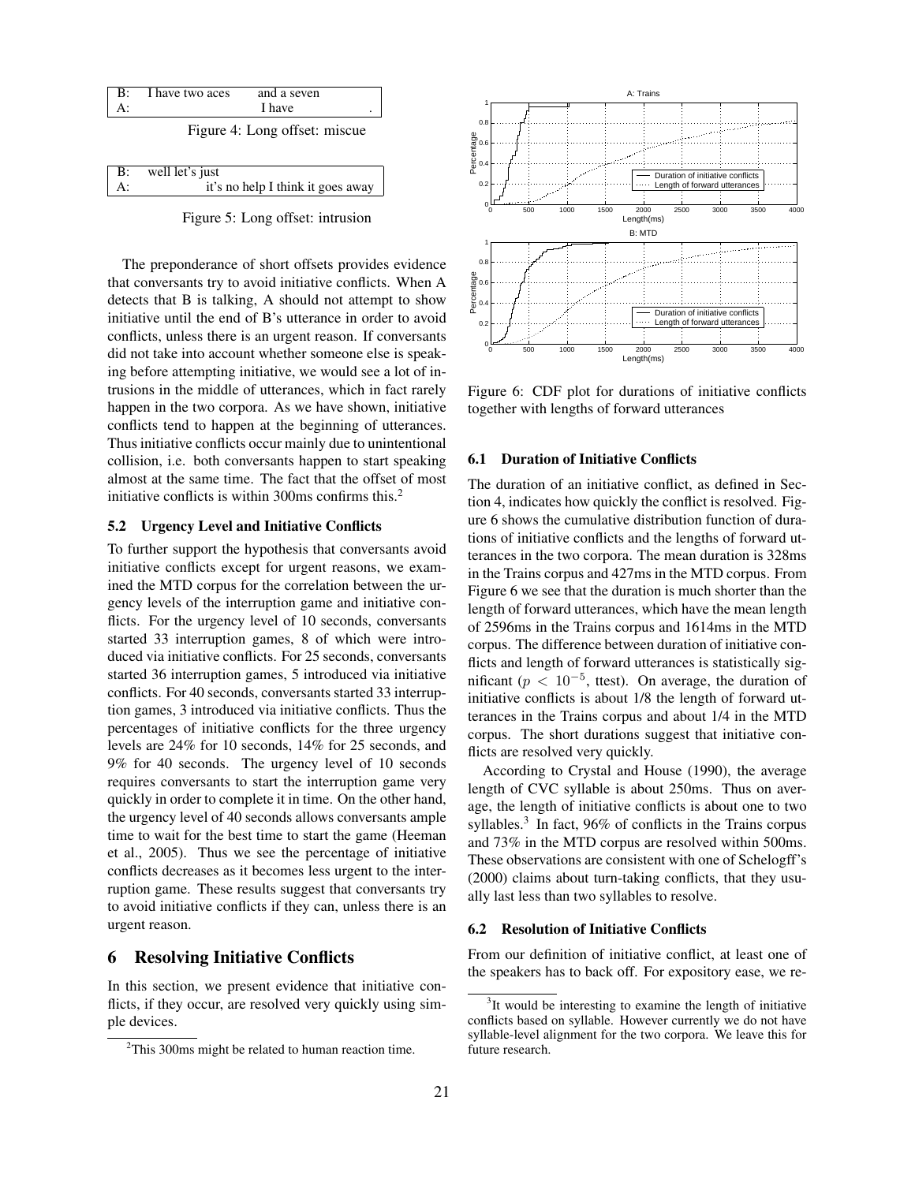| B: | I have two aces | and a seven |
|---|---|---|
| A: | | I have . |

Figure 4: Long offset: miscue

| B: | well let's just | |
|---|---|---|
| A: | | it's no help I think it goes away |

Figure 5: Long offset: intrusion

The preponderance of short offsets provides evidence that conversants try to avoid initiative conflicts. When A detects that B is talking, A should not attempt to show initiative until the end of B's utterance in order to avoid conflicts, unless there is an urgent reason. If conversants did not take into account whether someone else is speaking before attempting initiative, we would see a lot of intrusions in the middle of utterances, which in fact rarely happen in the two corpora. As we have shown, initiative conflicts tend to happen at the beginning of utterances. Thus initiative conflicts occur mainly due to unintentional collision, i.e. both conversants happen to start speaking almost at the same time. The fact that the offset of most initiative conflicts is within 300ms confirms this.[2]

### 5.2 Urgency Level and Initiative Conflicts

To further support the hypothesis that conversants avoid initiative conflicts except for urgent reasons, we examined the MTD corpus for the correlation between the urgency levels of the interruption game and initiative conflicts. For the urgency level of 10 seconds, conversants started 33 interruption games, 8 of which were introduced via initiative conflicts. For 25 seconds, conversants started 36 interruption games, 5 introduced via initiative conflicts. For 40 seconds, conversants started 33 interruption games, 3 introduced via initiative conflicts. Thus the percentages of initiative conflicts for the three urgency levels are 24% for 10 seconds, 14% for 25 seconds, and 9% for 40 seconds. The urgency level of 10 seconds requires conversants to start the interruption game very quickly in order to complete it in time. On the other hand, the urgency level of 40 seconds allows conversants ample time to wait for the best time to start the game (Heeman et al., 2005). Thus we see the percentage of initiative conflicts decreases as it becomes less urgent to the interruption game. These results suggest that conversants try to avoid initiative conflicts if they can, unless there is an urgent reason.

## 6 Resolving Initiative Conflicts

In this section, we present evidence that initiative conflicts, if they occur, are resolved very quickly using simple devices.

[2] This 300ms might be related to human reaction time.

Figure 6: CDF plot for durations of initiative conflicts together with lengths of forward utterances

### 6.1 Duration of Initiative Conflicts

The duration of an initiative conflict, as defined in Section 4, indicates how quickly the conflict is resolved. Figure 6 shows the cumulative distribution function of durations of initiative conflicts and the lengths of forward utterances in the two corpora. The mean duration is 328ms in the Trains corpus and 427ms in the MTD corpus. From Figure 6 we see that the duration is much shorter than the length of forward utterances, which have the mean length of 2596ms in the Trains corpus and 1614ms in the MTD corpus. The difference between duration of initiative conflicts and length of forward utterances is statistically significant ($p < 10^{-5}$, ttest). On average, the duration of initiative conflicts is about 1/8 the length of forward utterances in the Trains corpus and about 1/4 in the MTD corpus. The short durations suggest that initiative conflicts are resolved very quickly.

According to Crystal and House (1990), the average length of CVC syllable is about 250ms. Thus on average, the length of initiative conflicts is about one to two syllables.[3] In fact, 96% of conflicts in the Trains corpus and 73% in the MTD corpus are resolved within 500ms. These observations are consistent with one of Schelogff's (2000) claims about turn-taking conflicts, that they usually last less than two syllables to resolve.

### 6.2 Resolution of Initiative Conflicts

From our definition of initiative conflict, at least one of the speakers has to back off. For expository ease, we re-

[3] It would be interesting to examine the length of initiative conflicts based on syllable. However currently we do not have syllable-level alignment for the two corpora. We leave this for future research.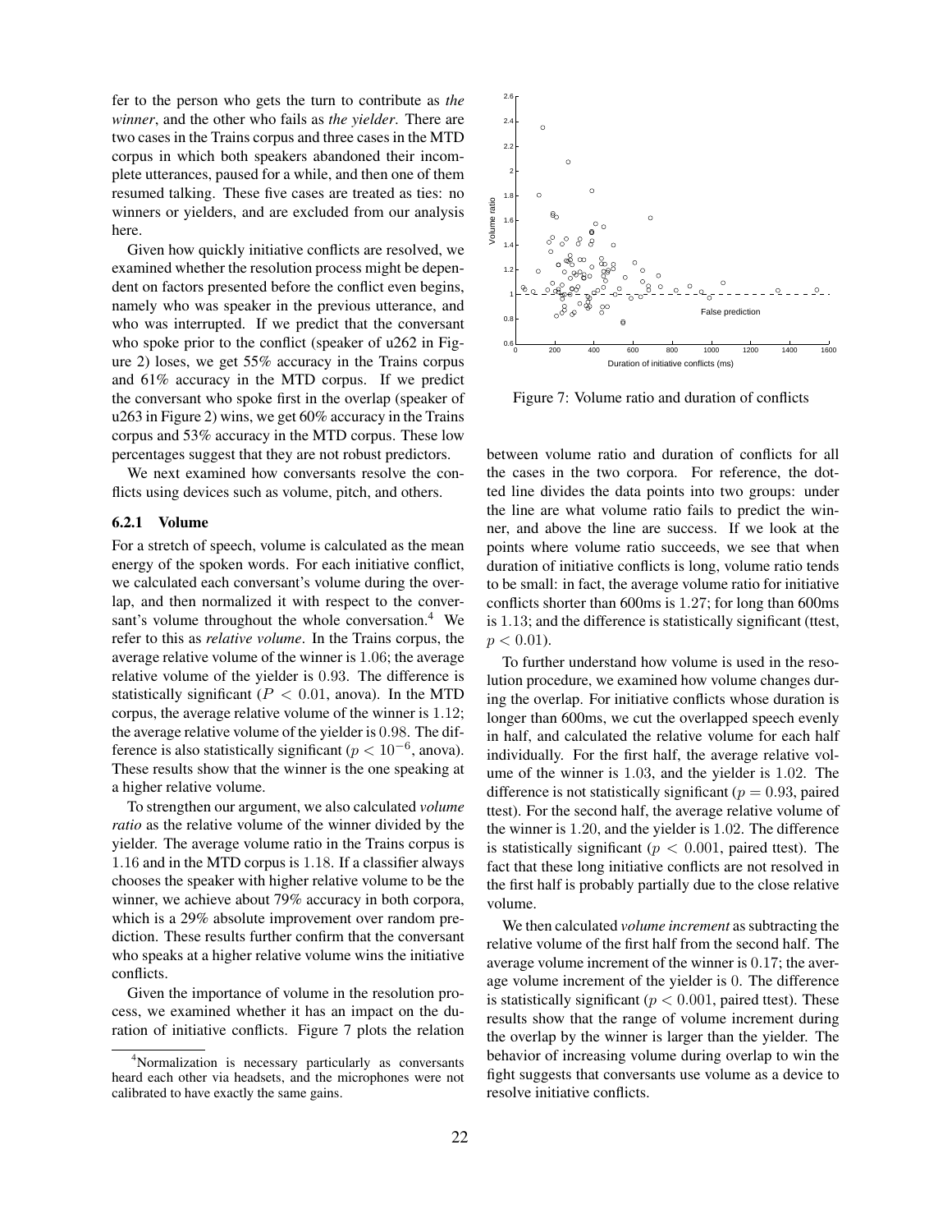fer to the person who gets the turn to contribute as *the winner*, and the other who fails as *the yielder*. There are two cases in the Trains corpus and three cases in the MTD corpus in which both speakers abandoned their incomplete utterances, paused for a while, and then one of them resumed talking. These five cases are treated as ties: no winners or yielders, and are excluded from our analysis here.

Given how quickly initiative conflicts are resolved, we examined whether the resolution process might be dependent on factors presented before the conflict even begins, namely who was speaker in the previous utterance, and who was interrupted. If we predict that the conversant who spoke prior to the conflict (speaker of u262 in Figure 2) loses, we get 55% accuracy in the Trains corpus and 61% accuracy in the MTD corpus. If we predict the conversant who spoke first in the overlap (speaker of u263 in Figure 2) wins, we get 60% accuracy in the Trains corpus and 53% accuracy in the MTD corpus. These low percentages suggest that they are not robust predictors.

We next examined how conversants resolve the conflicts using devices such as volume, pitch, and others.

### 6.2.1 Volume

For a stretch of speech, volume is calculated as the mean energy of the spoken words. For each initiative conflict, we calculated each conversant's volume during the overlap, and then normalized it with respect to the conversant's volume throughout the whole conversation.[4] We refer to this as *relative volume*. In the Trains corpus, the average relative volume of the winner is 1.06; the average relative volume of the yielder is 0.93. The difference is statistically significant ($P < 0.01$, anova). In the MTD corpus, the average relative volume of the winner is 1.12; the average relative volume of the yielder is 0.98. The difference is also statistically significant ($p < 10^{-6}$, anova). These results show that the winner is the one speaking at a higher relative volume.

To strengthen our argument, we also calculated *volume ratio* as the relative volume of the winner divided by the yielder. The average volume ratio in the Trains corpus is 1.16 and in the MTD corpus is 1.18. If a classifier always chooses the speaker with higher relative volume to be the winner, we achieve about 79% accuracy in both corpora, which is a 29% absolute improvement over random prediction. These results further confirm that the conversant who speaks at a higher relative volume wins the initiative conflicts.

Given the importance of volume in the resolution process, we examined whether it has an impact on the duration of initiative conflicts. Figure 7 plots the relation between volume ratio and duration of conflicts for all the cases in the two corpora. For reference, the dotted line divides the data points into two groups: under the line are what volume ratio fails to predict the winner, and above the line are success. If we look at the points where volume ratio succeeds, we see that when duration of initiative conflicts is long, volume ratio tends to be small: in fact, the average volume ratio for initiative conflicts shorter than 600ms is 1.27; for long than 600ms is 1.13; and the difference is statistically significant (ttest, $p < 0.01$).

Figure 7: Volume ratio and duration of conflicts

To further understand how volume is used in the resolution procedure, we examined how volume changes during the overlap. For initiative conflicts whose duration is longer than 600ms, we cut the overlapped speech evenly in half, and calculated the relative volume for each half individually. For the first half, the average relative volume of the winner is 1.03, and the yielder is 1.02. The difference is not statistically significant ($p = 0.93$, paired ttest). For the second half, the average relative volume of the winner is 1.20, and the yielder is 1.02. The difference is statistically significant ($p < 0.001$, paired ttest). The fact that these long initiative conflicts are not resolved in the first half is probably partially due to the close relative volume.

We then calculated *volume increment* as subtracting the relative volume of the first half from the second half. The average volume increment of the winner is 0.17; the average volume increment of the yielder is 0. The difference is statistically significant ($p < 0.001$, paired ttest). These results show that the range of volume increment during the overlap by the winner is larger than the yielder. The behavior of increasing volume during overlap to win the fight suggests that conversants use volume as a device to resolve initiative conflicts.

[4] Normalization is necessary particularly as conversants heard each other via headsets, and the microphones were not calibrated to have exactly the same gains.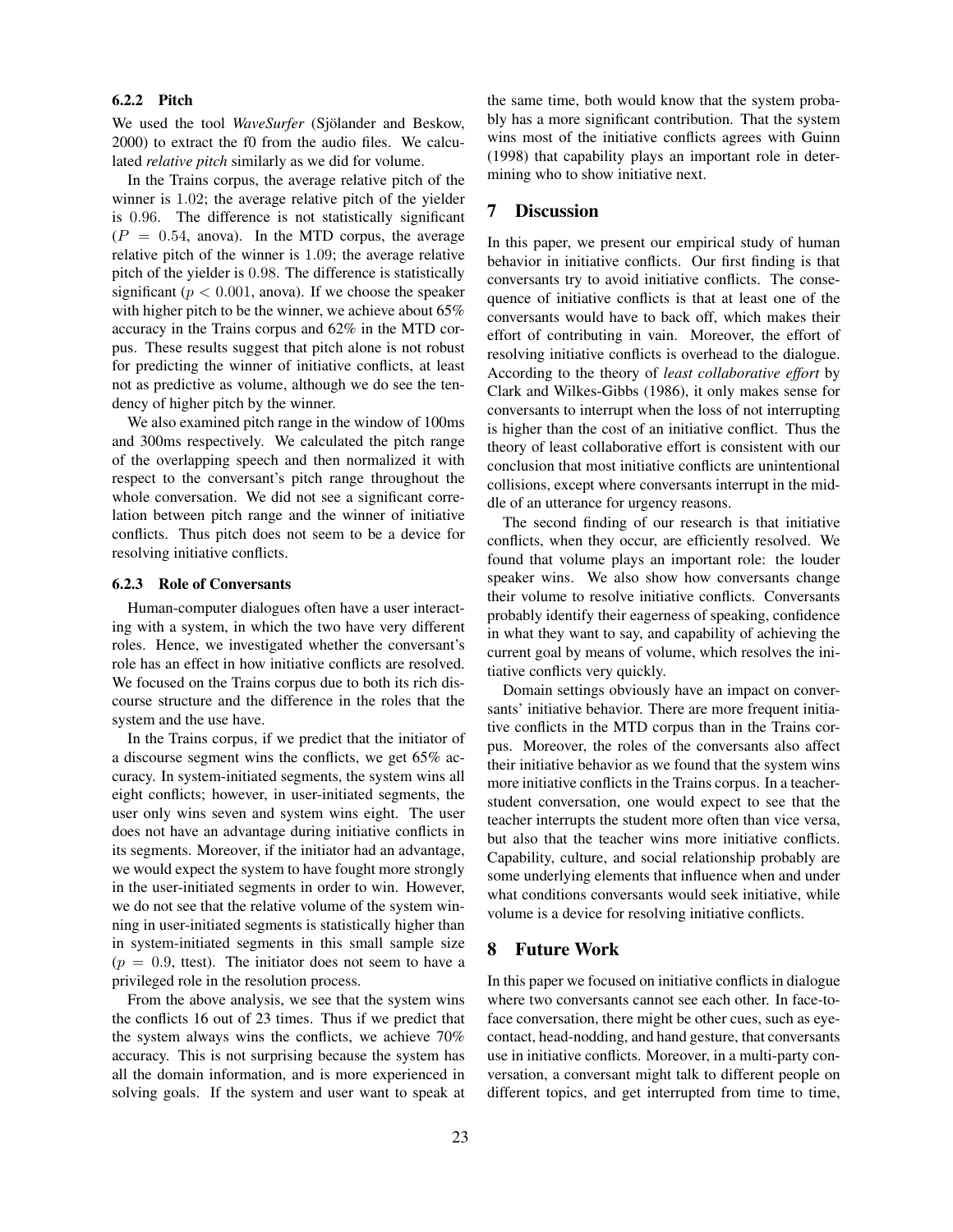#### 6.2.2 Pitch

We used the tool *WaveSurfer* (Sjölander and Beskow, 2000) to extract the f0 from the audio files. We calculated *relative pitch* similarly as we did for volume.

In the Trains corpus, the average relative pitch of the winner is 1.02; the average relative pitch of the yielder is 0.96. The difference is not statistically significant ($P = 0.54$, anova). In the MTD corpus, the average relative pitch of the winner is 1.09; the average relative pitch of the yielder is 0.98. The difference is statistically significant ($p < 0.001$, anova). If we choose the speaker with higher pitch to be the winner, we achieve about 65% accuracy in the Trains corpus and 62% in the MTD corpus. These results suggest that pitch alone is not robust for predicting the winner of initiative conflicts, at least not as predictive as volume, although we do see the tendency of higher pitch by the winner.

We also examined pitch range in the window of 100ms and 300ms respectively. We calculated the pitch range of the overlapping speech and then normalized it with respect to the conversant's pitch range throughout the whole conversation. We did not see a significant correlation between pitch range and the winner of initiative conflicts. Thus pitch does not seem to be a device for resolving initiative conflicts.

#### 6.2.3 Role of Conversants

Human-computer dialogues often have a user interacting with a system, in which the two have very different roles. Hence, we investigated whether the conversant's role has an effect in how initiative conflicts are resolved. We focused on the Trains corpus due to both its rich discourse structure and the difference in the roles that the system and the use have.

In the Trains corpus, if we predict that the initiator of a discourse segment wins the conflicts, we get 65% accuracy. In system-initiated segments, the system wins all eight conflicts; however, in user-initiated segments, the user only wins seven and system wins eight. The user does not have an advantage during initiative conflicts in its segments. Moreover, if the initiator had an advantage, we would expect the system to have fought more strongly in the user-initiated segments in order to win. However, we do not see that the relative volume of the system winning in user-initiated segments is statistically higher than in system-initiated segments in this small sample size ($p = 0.9$, ttest). The initiator does not seem to have a privileged role in the resolution process.

From the above analysis, we see that the system wins the conflicts 16 out of 23 times. Thus if we predict that the system always wins the conflicts, we achieve 70% accuracy. This is not surprising because the system has all the domain information, and is more experienced in solving goals. If the system and user want to speak at the same time, both would know that the system probably has a more significant contribution. That the system wins most of the initiative conflicts agrees with Guinn (1998) that capability plays an important role in determining who to show initiative next.

## 7 Discussion

In this paper, we present our empirical study of human behavior in initiative conflicts. Our first finding is that conversants try to avoid initiative conflicts. The consequence of initiative conflicts is that at least one of the conversants would have to back off, which makes their effort of contributing in vain. Moreover, the effort of resolving initiative conflicts is overhead to the dialogue. According to the theory of *least collaborative effort* by Clark and Wilkes-Gibbs (1986), it only makes sense for conversants to interrupt when the loss of not interrupting is higher than the cost of an initiative conflict. Thus the theory of least collaborative effort is consistent with our conclusion that most initiative conflicts are unintentional collisions, except where conversants interrupt in the middle of an utterance for urgency reasons.

The second finding of our research is that initiative conflicts, when they occur, are efficiently resolved. We found that volume plays an important role: the louder speaker wins. We also show how conversants change their volume to resolve initiative conflicts. Conversants probably identify their eagerness of speaking, confidence in what they want to say, and capability of achieving the current goal by means of volume, which resolves the initiative conflicts very quickly.

Domain settings obviously have an impact on conversants' initiative behavior. There are more frequent initiative conflicts in the MTD corpus than in the Trains corpus. Moreover, the roles of the conversants also affect their initiative behavior as we found that the system wins more initiative conflicts in the Trains corpus. In a teacher-student conversation, one would expect to see that the teacher interrupts the student more often than vice versa, but also that the teacher wins more initiative conflicts. Capability, culture, and social relationship probably are some underlying elements that influence when and under what conditions conversants would seek initiative, while volume is a device for resolving initiative conflicts.

## 8 Future Work

In this paper we focused on initiative conflicts in dialogue where two conversants cannot see each other. In face-to-face conversation, there might be other cues, such as eye-contact, head-nodding, and hand gesture, that conversants use in initiative conflicts. Moreover, in a multi-party conversation, a conversant might talk to different people on different topics, and get interrupted from time to time,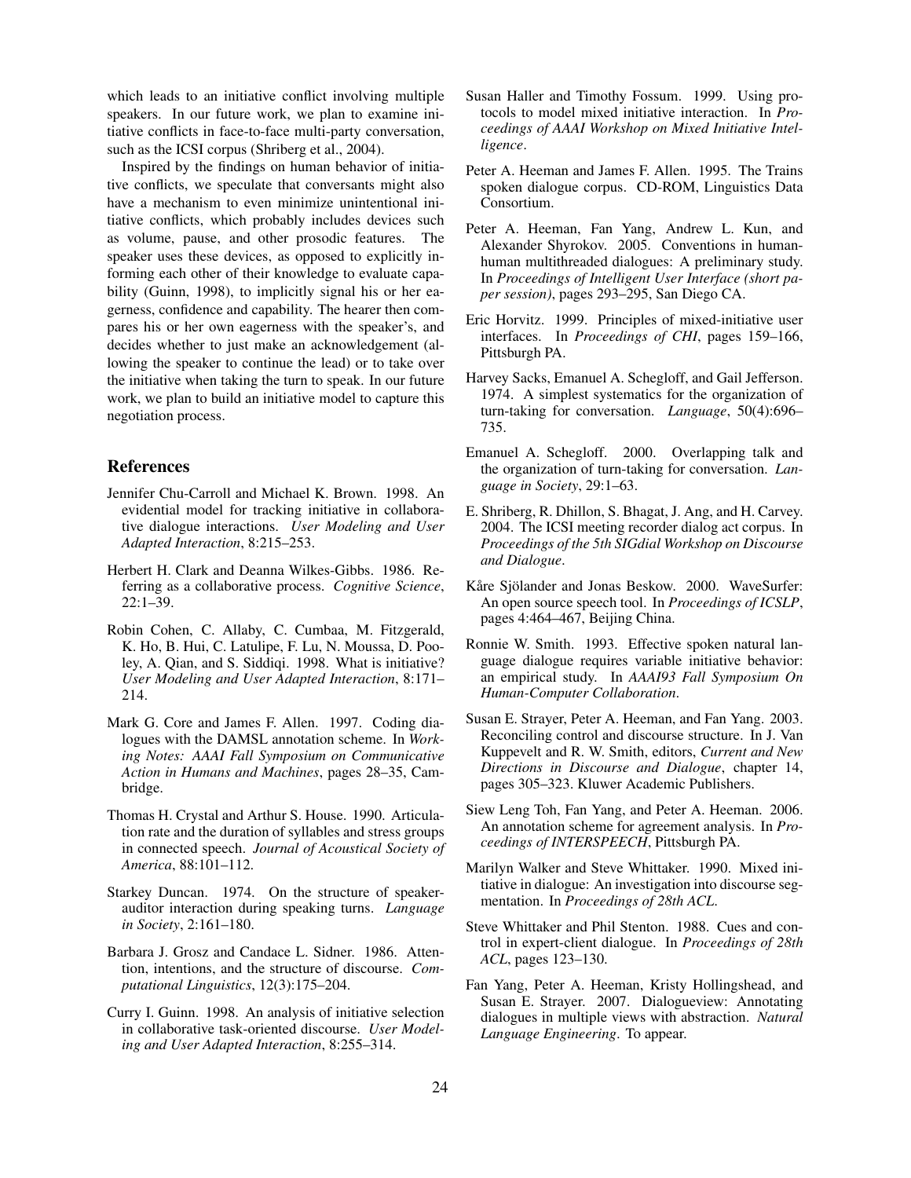which leads to an initiative conflict involving multiple speakers. In our future work, we plan to examine initiative conflicts in face-to-face multi-party conversation, such as the ICSI corpus (Shriberg et al., 2004).

Inspired by the findings on human behavior of initiative conflicts, we speculate that conversants might also have a mechanism to even minimize unintentional initiative conflicts, which probably includes devices such as volume, pause, and other prosodic features. The speaker uses these devices, as opposed to explicitly informing each other of their knowledge to evaluate capability (Guinn, 1998), to implicitly signal his or her eagerness, confidence and capability. The hearer then compares his or her own eagerness with the speaker's, and decides whether to just make an acknowledgement (allowing the speaker to continue the lead) or to take over the initiative when taking the turn to speak. In our future work, we plan to build an initiative model to capture this negotiation process.

## References

Jennifer Chu-Carroll and Michael K. Brown. 1998. An evidential model for tracking initiative in collaborative dialogue interactions. *User Modeling and User Adapted Interaction*, 8:215–253.

Herbert H. Clark and Deanna Wilkes-Gibbs. 1986. Referring as a collaborative process. *Cognitive Science*, 22:1–39.

Robin Cohen, C. Allaby, C. Cumbaa, M. Fitzgerald, K. Ho, B. Hui, C. Latulipe, F. Lu, N. Moussa, D. Pooley, A. Qian, and S. Siddiqi. 1998. What is initiative? *User Modeling and User Adapted Interaction*, 8:171–214.

Mark G. Core and James F. Allen. 1997. Coding dialogues with the DAMSL annotation scheme. In *Working Notes: AAAI Fall Symposium on Communicative Action in Humans and Machines*, pages 28–35, Cambridge.

Thomas H. Crystal and Arthur S. House. 1990. Articulation rate and the duration of syllables and stress groups in connected speech. *Journal of Acoustical Society of America*, 88:101–112.

Starkey Duncan. 1974. On the structure of speaker-auditor interaction during speaking turns. *Language in Society*, 2:161–180.

Barbara J. Grosz and Candace L. Sidner. 1986. Attention, intentions, and the structure of discourse. *Computational Linguistics*, 12(3):175–204.

Curry I. Guinn. 1998. An analysis of initiative selection in collaborative task-oriented discourse. *User Modeling and User Adapted Interaction*, 8:255–314.

Susan Haller and Timothy Fossum. 1999. Using protocols to model mixed initiative interaction. In *Proceedings of AAAI Workshop on Mixed Initiative Intelligence*.

Peter A. Heeman and James F. Allen. 1995. The Trains spoken dialogue corpus. CD-ROM, Linguistics Data Consortium.

Peter A. Heeman, Fan Yang, Andrew L. Kun, and Alexander Shyrokov. 2005. Conventions in human-human multithreaded dialogues: A preliminary study. In *Proceedings of Intelligent User Interface (short paper session)*, pages 293–295, San Diego CA.

Eric Horvitz. 1999. Principles of mixed-initiative user interfaces. In *Proceedings of CHI*, pages 159–166, Pittsburgh PA.

Harvey Sacks, Emanuel A. Schegloff, and Gail Jefferson. 1974. A simplest systematics for the organization of turn-taking for conversation. *Language*, 50(4):696–735.

Emanuel A. Schegloff. 2000. Overlapping talk and the organization of turn-taking for conversation. *Language in Society*, 29:1–63.

E. Shriberg, R. Dhillon, S. Bhagat, J. Ang, and H. Carvey. 2004. The ICSI meeting recorder dialog act corpus. In *Proceedings of the 5th SIGdial Workshop on Discourse and Dialogue*.

Kåre Sjölander and Jonas Beskow. 2000. WaveSurfer: An open source speech tool. In *Proceedings of ICSLP*, pages 4:464–467, Beijing China.

Ronnie W. Smith. 1993. Effective spoken natural language dialogue requires variable initiative behavior: an empirical study. In *AAAI93 Fall Symposium On Human-Computer Collaboration*.

Susan E. Strayer, Peter A. Heeman, and Fan Yang. 2003. Reconciling control and discourse structure. In J. Van Kuppevelt and R. W. Smith, editors, *Current and New Directions in Discourse and Dialogue*, chapter 14, pages 305–323. Kluwer Academic Publishers.

Siew Leng Toh, Fan Yang, and Peter A. Heeman. 2006. An annotation scheme for agreement analysis. In *Proceedings of INTERSPEECH*, Pittsburgh PA.

Marilyn Walker and Steve Whittaker. 1990. Mixed initiative in dialogue: An investigation into discourse segmentation. In *Proceedings of 28th ACL*.

Steve Whittaker and Phil Stenton. 1988. Cues and control in expert-client dialogue. In *Proceedings of 28th ACL*, pages 123–130.

Fan Yang, Peter A. Heeman, Kristy Hollingshead, and Susan E. Strayer. 2007. Dialogueview: Annotating dialogues in multiple views with abstraction. *Natural Language Engineering*. To appear.